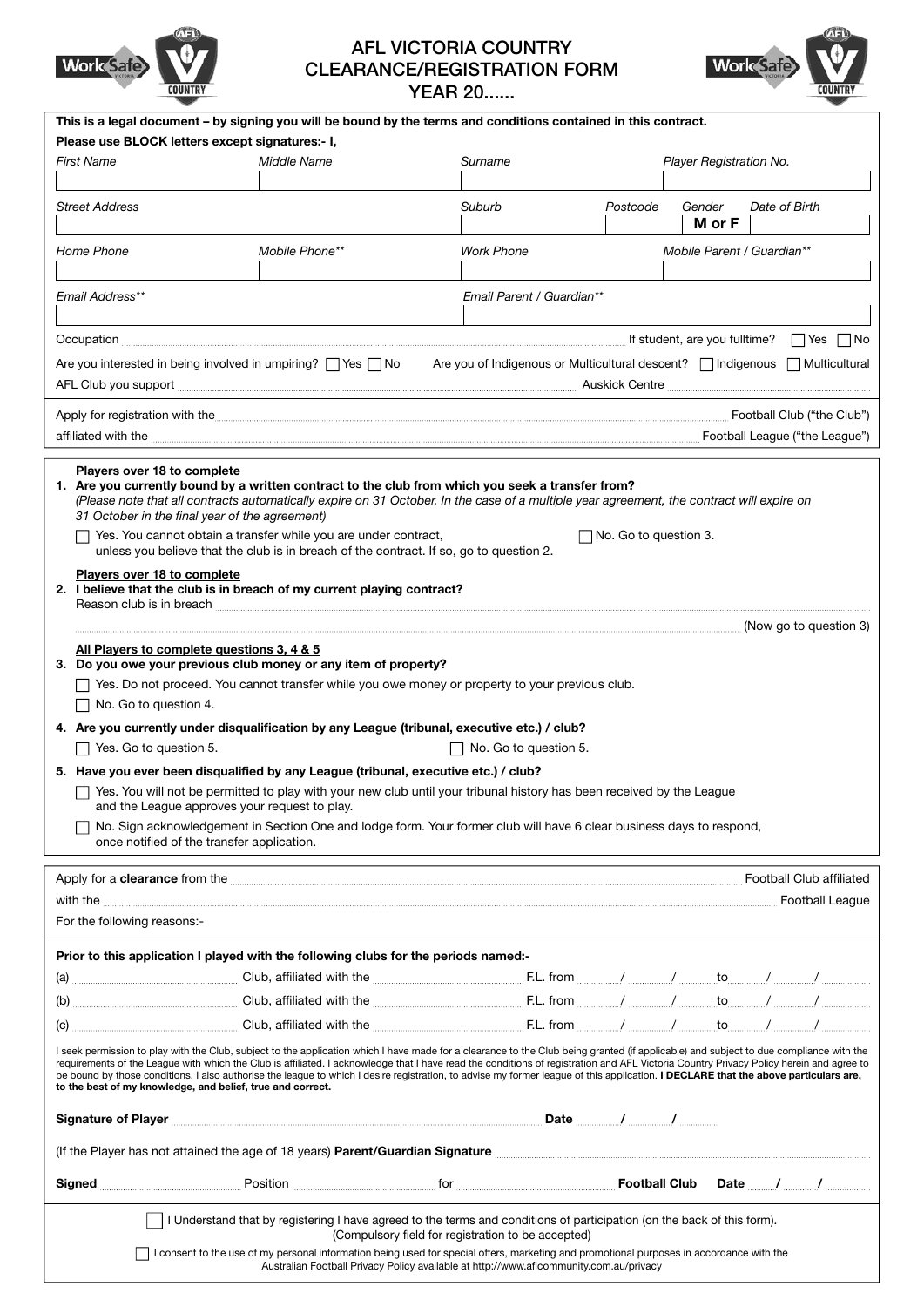# AFL VICTORIA COUNTRY CLEARANCE/REGISTRATION FORM YEAR 20......

**This is a legal document – by signing you will be bound by the terms and conditions contained in this contract.**

**Please use BLOCK letters except signatures:- I,**

| *First Name* | *Middle Name* | *Surname* | | *Player Registration No.* | |
|---|---|---|---|---|---|
| | | | | | |
| *Street Address* | | *Suburb* | *Postcode* | *Gender* **M or F** | *Date of Birth* |
| *Home Phone* | *Mobile Phone\*\** | *Work Phone* | | *Mobile Parent / Guardian\*\** | |
| *Email Address\*\** | | *Email Parent / Guardian\*\** | | | |

Occupation .................................................... If student, are you fulltime? ☐ Yes ☐ No

Are you interested in being involved in umpiring? ☐ Yes ☐ No   Are you of Indigenous or Multicultural descent? ☐ Indigenous ☐ Multicultural

AFL Club you support .................................................... Auskick Centre ....................................................

Apply for registration with the .................................................... Football Club ("the Club")

affiliated with the .................................................... Football League ("the League")

**Players over 18 to complete**

**1. Are you currently bound by a written contract to the club from which you seek a transfer from?**
*(Please note that all contracts automatically expire on 31 October. In the case of a multiple year agreement, the contract will expire on 31 October in the final year of the agreement)*

☐ Yes. You cannot obtain a transfer while you are under contract, unless you believe that the club is in breach of the contract. If so, go to question 2.   ☐ No. Go to question 3.

**Players over 18 to complete**

**2. I believe that the club is in breach of my current playing contract?**
Reason club is in breach ....................................................
.................................................... (Now go to question 3)

**All Players to complete questions 3, 4 & 5**

**3. Do you owe your previous club money or any item of property?**

☐ Yes. Do not proceed. You cannot transfer while you owe money or property to your previous club.

☐ No. Go to question 4.

**4. Are you currently under disqualification by any League (tribunal, executive etc.) / club?**

☐ Yes. Go to question 5.   ☐ No. Go to question 5.

**5. Have you ever been disqualified by any League (tribunal, executive etc.) / club?**

☐ Yes. You will not be permitted to play with your new club until your tribunal history has been received by the League and the League approves your request to play.

☐ No. Sign acknowledgement in Section One and lodge form. Your former club will have 6 clear business days to respond, once notified of the transfer application.

Apply for a **clearance** from the .................................................... Football Club affiliated

with the .................................................... Football League

For the following reasons:-

**Prior to this application I played with the following clubs for the periods named:-**

(a) .................... Club, affiliated with the .................... F.L. from ...../...../..... to ...../...../.....

(b) .................... Club, affiliated with the .................... F.L. from ...../...../..... to ...../...../.....

(c) .................... Club, affiliated with the .................... F.L. from ...../...../..... to ...../...../.....

I seek permission to play with the Club, subject to the application which I have made for a clearance to the Club being granted (if applicable) and subject to due compliance with the requirements of the League with which the Club is affiliated. I acknowledge that I have read the conditions of registration and AFL Victoria Country Privacy Policy herein and agree to be bound by those conditions. I also authorise the league to which I desire registration, to advise my former league of this application. **I DECLARE that the above particulars are, to the best of my knowledge, and belief, true and correct.**

**Signature of Player** .................................................... **Date** ...../...../.....

(If the Player has not attained the age of 18 years) **Parent/Guardian Signature** ....................................................

**Signed** .................... Position .................... for .................... **Football Club** **Date** ...../...../.....

☐ I Understand that by registering I have agreed to the terms and conditions of participation (on the back of this form). (Compulsory field for registration to be accepted)

☐ I consent to the use of my personal information being used for special offers, marketing and promotional purposes in accordance with the Australian Football Privacy Policy available at http://www.aflcommunity.com.au/privacy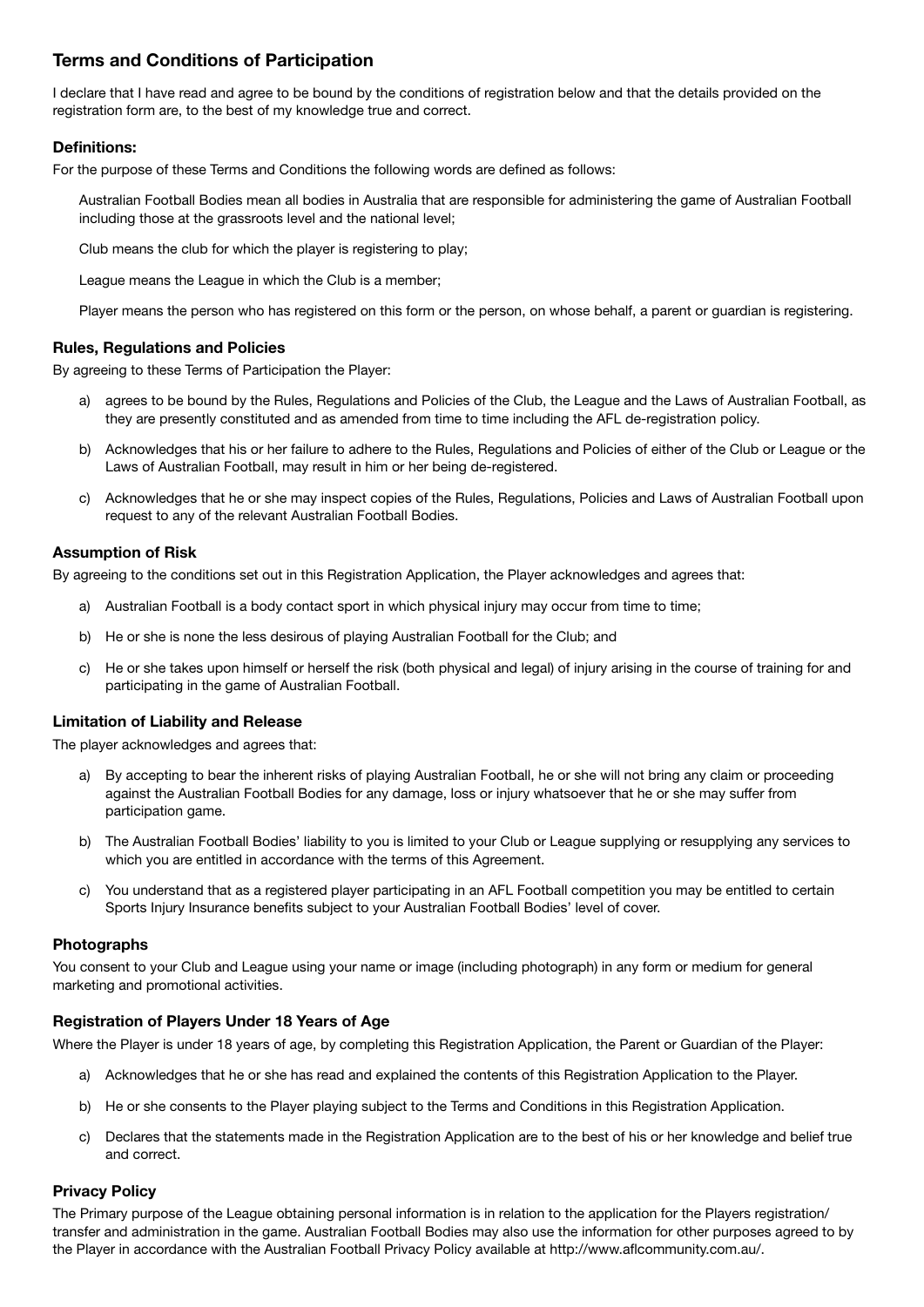## Terms and Conditions of Participation

I declare that I have read and agree to be bound by the conditions of registration below and that the details provided on the registration form are, to the best of my knowledge true and correct.

### Definitions:

For the purpose of these Terms and Conditions the following words are defined as follows:

Australian Football Bodies mean all bodies in Australia that are responsible for administering the game of Australian Football including those at the grassroots level and the national level;

Club means the club for which the player is registering to play;

League means the League in which the Club is a member;

Player means the person who has registered on this form or the person, on whose behalf, a parent or guardian is registering.

### Rules, Regulations and Policies

By agreeing to these Terms of Participation the Player:

a) agrees to be bound by the Rules, Regulations and Policies of the Club, the League and the Laws of Australian Football, as they are presently constituted and as amended from time to time including the AFL de-registration policy.

b) Acknowledges that his or her failure to adhere to the Rules, Regulations and Policies of either of the Club or League or the Laws of Australian Football, may result in him or her being de-registered.

c) Acknowledges that he or she may inspect copies of the Rules, Regulations, Policies and Laws of Australian Football upon request to any of the relevant Australian Football Bodies.

### Assumption of Risk

By agreeing to the conditions set out in this Registration Application, the Player acknowledges and agrees that:

a) Australian Football is a body contact sport in which physical injury may occur from time to time;

b) He or she is none the less desirous of playing Australian Football for the Club; and

c) He or she takes upon himself or herself the risk (both physical and legal) of injury arising in the course of training for and participating in the game of Australian Football.

### Limitation of Liability and Release

The player acknowledges and agrees that:

a) By accepting to bear the inherent risks of playing Australian Football, he or she will not bring any claim or proceeding against the Australian Football Bodies for any damage, loss or injury whatsoever that he or she may suffer from participation game.

b) The Australian Football Bodies' liability to you is limited to your Club or League supplying or resupplying any services to which you are entitled in accordance with the terms of this Agreement.

c) You understand that as a registered player participating in an AFL Football competition you may be entitled to certain Sports Injury Insurance benefits subject to your Australian Football Bodies' level of cover.

### Photographs

You consent to your Club and League using your name or image (including photograph) in any form or medium for general marketing and promotional activities.

### Registration of Players Under 18 Years of Age

Where the Player is under 18 years of age, by completing this Registration Application, the Parent or Guardian of the Player:

a) Acknowledges that he or she has read and explained the contents of this Registration Application to the Player.

b) He or she consents to the Player playing subject to the Terms and Conditions in this Registration Application.

c) Declares that the statements made in the Registration Application are to the best of his or her knowledge and belief true and correct.

### Privacy Policy

The Primary purpose of the League obtaining personal information is in relation to the application for the Players registration/ transfer and administration in the game. Australian Football Bodies may also use the information for other purposes agreed to by the Player in accordance with the Australian Football Privacy Policy available at http://www.aflcommunity.com.au/.